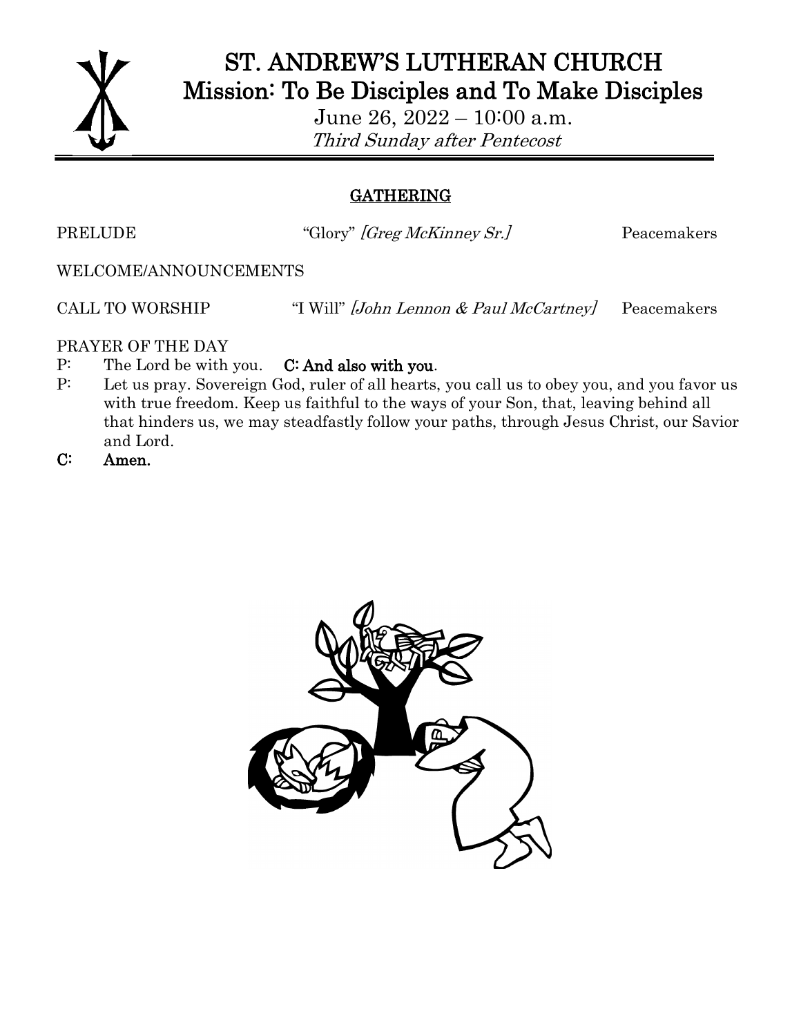# ST. ANDREW'S LUTHERAN CHURCH
## Mission: To Be Disciples and To Make Disciples

June 26, 2022 – 10:00 a.m.
*Third Sunday after Pentecost*

## GATHERING

PRELUDE "Glory" *[Greg McKinney Sr.]* Peacemakers

WELCOME/ANNOUNCEMENTS

CALL TO WORSHIP "I Will" *[John Lennon & Paul McCartney]* Peacemakers

PRAYER OF THE DAY

P: The Lord be with you. **C: And also with you**.

P: Let us pray. Sovereign God, ruler of all hearts, you call us to obey you, and you favor us with true freedom. Keep us faithful to the ways of your Son, that, leaving behind all that hinders us, we may steadfastly follow your paths, through Jesus Christ, our Savior and Lord.

**C: Amen.**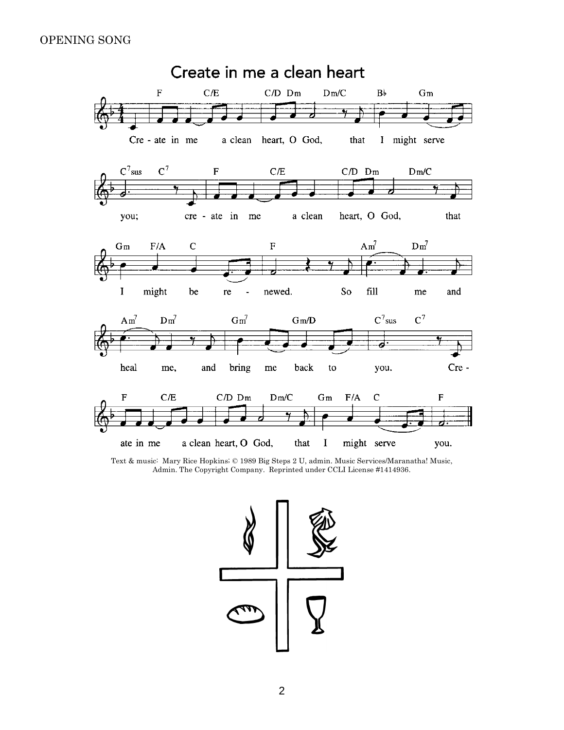OPENING SONG

## Create in me a clean heart

Create in me a clean heart, O God, that I might serve you; create in me a clean heart, O God, that I might be renewed. So fill me and heal me, and bring me back to you. Create in me a clean heart, O God, that I might serve you.

Text & music: Mary Rice Hopkins; © 1989 Big Steps 2 U, admin. Music Services/Maranatha! Music, Admin. The Copyright Company. Reprinted under CCLI License #1414936.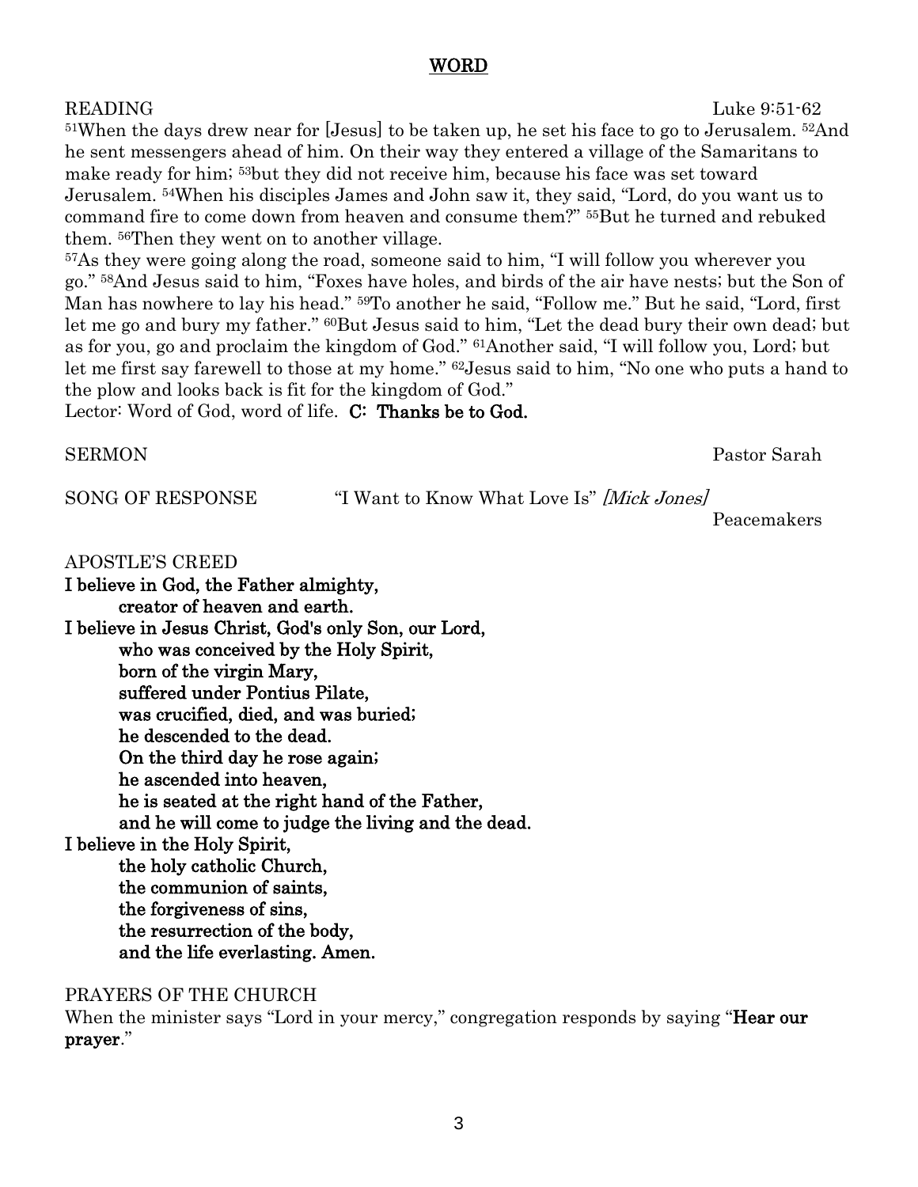## WORD

READING Luke 9:51-62

[51]When the days drew near for [Jesus] to be taken up, he set his face to go to Jerusalem. [52]And he sent messengers ahead of him. On their way they entered a village of the Samaritans to make ready for him; [53]but they did not receive him, because his face was set toward Jerusalem. [54]When his disciples James and John saw it, they said, "Lord, do you want us to command fire to come down from heaven and consume them?" [55]But he turned and rebuked them. [56]Then they went on to another village.

[57]As they were going along the road, someone said to him, "I will follow you wherever you go." [58]And Jesus said to him, "Foxes have holes, and birds of the air have nests; but the Son of Man has nowhere to lay his head." [59]To another he said, "Follow me." But he said, "Lord, first let me go and bury my father." [60]But Jesus said to him, "Let the dead bury their own dead; but as for you, go and proclaim the kingdom of God." [61]Another said, "I will follow you, Lord; but let me first say farewell to those at my home." [62]Jesus said to him, "No one who puts a hand to the plow and looks back is fit for the kingdom of God."

Lector: Word of God, word of life. **C: Thanks be to God.**

SERMON Pastor Sarah

SONG OF RESPONSE "I Want to Know What Love Is" *[Mick Jones]*
Peacemakers

APOSTLE'S CREED

**I believe in God, the Father almighty,**
**creator of heaven and earth.**
**I believe in Jesus Christ, God's only Son, our Lord,**
**who was conceived by the Holy Spirit,**
**born of the virgin Mary,**
**suffered under Pontius Pilate,**
**was crucified, died, and was buried;**
**he descended to the dead.**
**On the third day he rose again;**
**he ascended into heaven,**
**he is seated at the right hand of the Father,**
**and he will come to judge the living and the dead.**
**I believe in the Holy Spirit,**
**the holy catholic Church,**
**the communion of saints,**
**the forgiveness of sins,**
**the resurrection of the body,**
**and the life everlasting. Amen.**

PRAYERS OF THE CHURCH

When the minister says "Lord in your mercy," congregation responds by saying "**Hear our prayer**."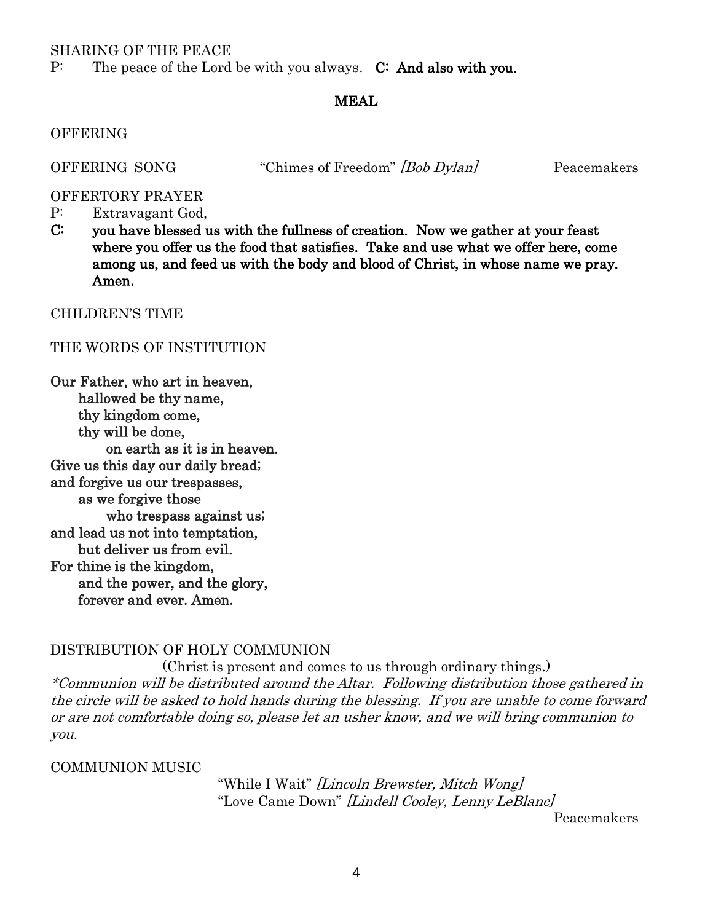SHARING OF THE PEACE

P: The peace of the Lord be with you always. **C: And also with you.**

## MEAL

OFFERING

OFFERING SONG "Chimes of Freedom" *[Bob Dylan]* Peacemakers

OFFERTORY PRAYER

P: Extravagant God,

**C: you have blessed us with the fullness of creation. Now we gather at your feast where you offer us the food that satisfies. Take and use what we offer here, come among us, and feed us with the body and blood of Christ, in whose name we pray. Amen.**

CHILDREN'S TIME

THE WORDS OF INSTITUTION

**Our Father, who art in heaven,**
**hallowed be thy name,**
**thy kingdom come,**
**thy will be done,**
**on earth as it is in heaven.**
**Give us this day our daily bread;**
**and forgive us our trespasses,**
**as we forgive those**
**who trespass against us;**
**and lead us not into temptation,**
**but deliver us from evil.**
**For thine is the kingdom,**
**and the power, and the glory,**
**forever and ever. Amen.**

DISTRIBUTION OF HOLY COMMUNION

(Christ is present and comes to us through ordinary things.)

*\*Communion will be distributed around the Altar. Following distribution those gathered in the circle will be asked to hold hands during the blessing. If you are unable to come forward or are not comfortable doing so, please let an usher know, and we will bring communion to you.*

COMMUNION MUSIC

"While I Wait" *[Lincoln Brewster, Mitch Wong]*
"Love Came Down" *[Lindell Cooley, Lenny LeBlanc]*
Peacemakers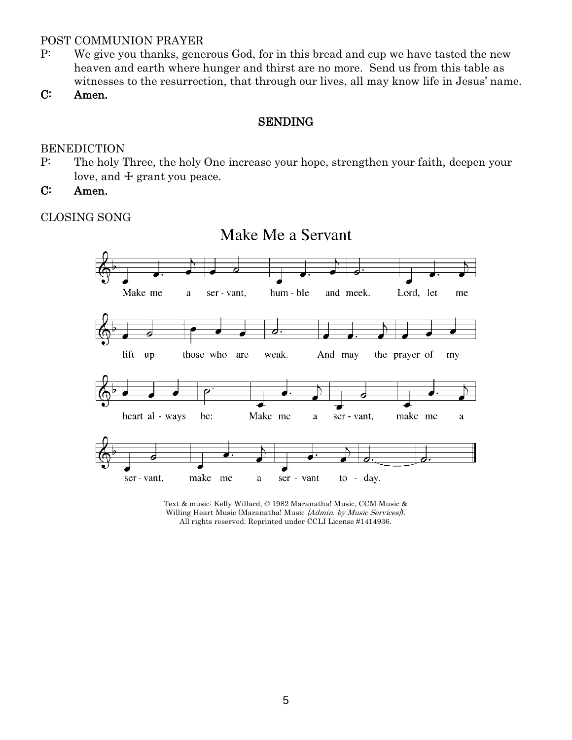POST COMMUNION PRAYER

P: We give you thanks, generous God, for in this bread and cup we have tasted the new heaven and earth where hunger and thirst are no more. Send us from this table as witnesses to the resurrection, that through our lives, all may know life in Jesus' name.

**C: Amen.**

## SENDING

BENEDICTION

P: The holy Three, the holy One increase your hope, strengthen your faith, deepen your love, and ☩ grant you peace.

**C: Amen.**

CLOSING SONG

### Make Me a Servant

Make me a servant, humble and meek. Lord, let me lift up those who are weak. And may the prayer of my heart always be: Make me a servant, make me a servant, make me a servant today.

Text & music: Kelly Willard, © 1982 Maranatha! Music, CCM Music & Willing Heart Music (Maranatha! Music *[Admin. by Music Services]*). All rights reserved. Reprinted under CCLI License #1414936.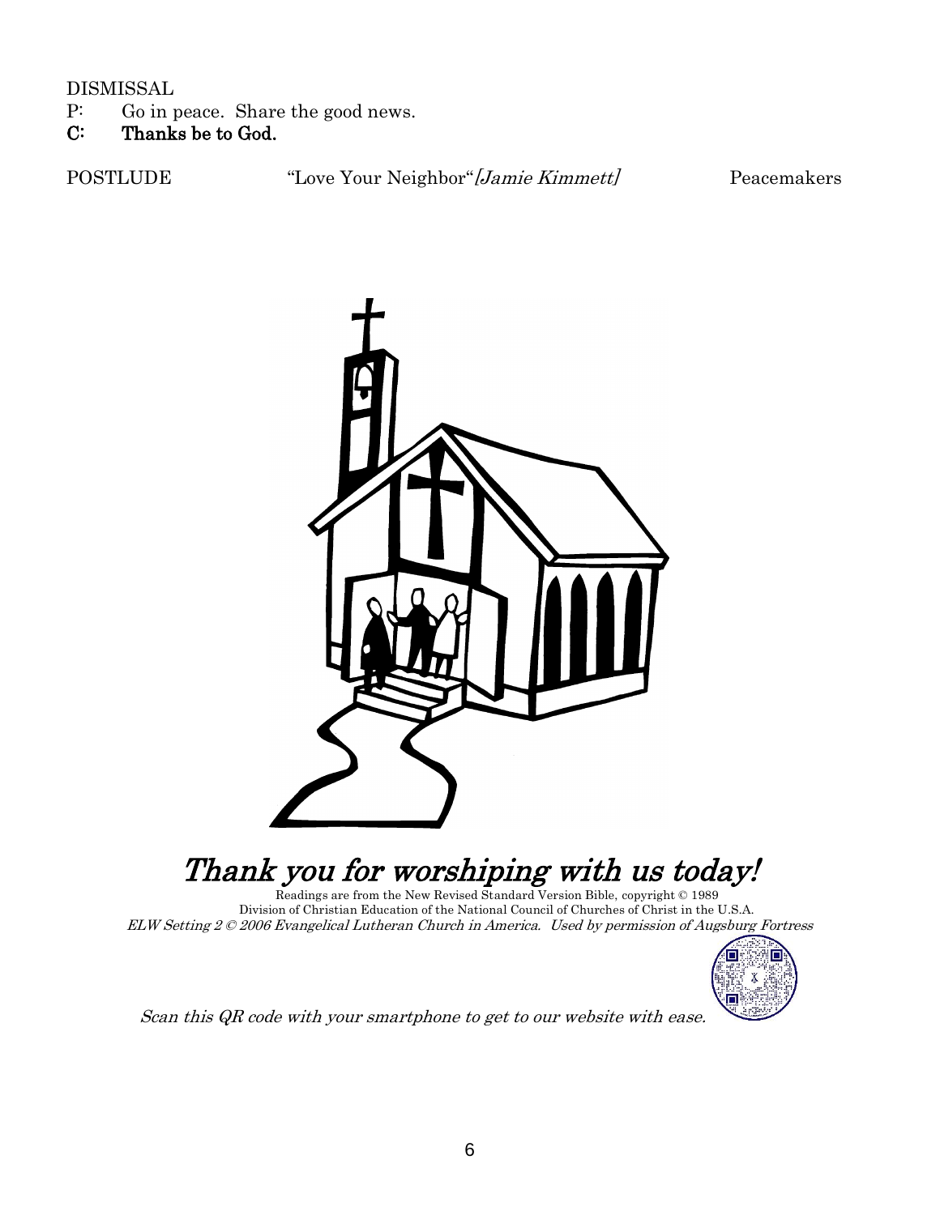DISMISSAL

P: Go in peace. Share the good news.

**C: Thanks be to God.**

POSTLUDE "Love Your Neighbor" *[Jamie Kimmett]* Peacemakers

# *Thank you for worshiping with us today!*

Readings are from the New Revised Standard Version Bible, copyright © 1989
Division of Christian Education of the National Council of Churches of Christ in the U.S.A.

*ELW Setting 2 © 2006 Evangelical Lutheran Church in America. Used by permission of Augsburg Fortress*

*Scan this QR code with your smartphone to get to our website with ease.*